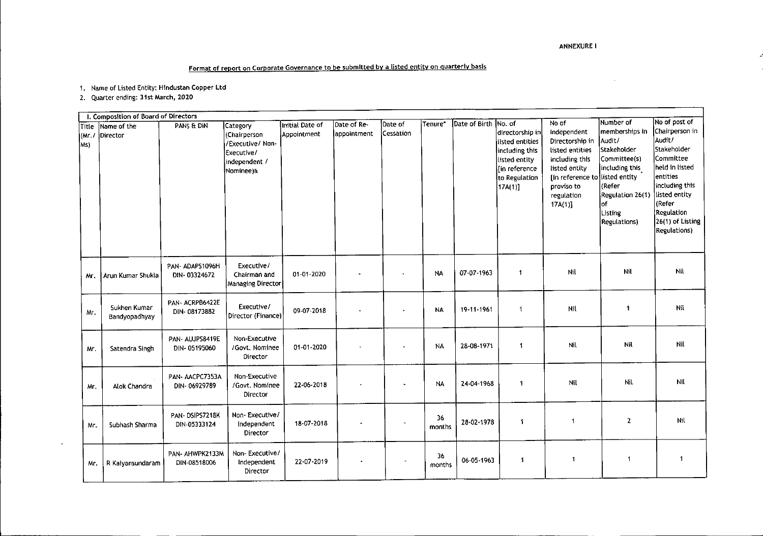ANNEXURE I

## Format of report on Corporate Governance to be submitted by a listed entity on quarterly basis

1. Name of Listed Entity: Hindustan Copper Ltd
2. Quarter ending: 31st March, 2020

| I. Composition of Board of Directors | | | | | | | | | | | | |
|---|---|---|---|---|---|---|---|---|---|---|---|---|
| Title (Mr./ Ms) | Name of the Director | PAN$ & DIN | Category (Chairperson /Executive/ Non-Executive/ independent / Nominee)& | Initial Date of Appointment | Date of Re-appointment | Date of Cessation | Tenure* | Date of Birth | No. of directorship in listed entities including this listed entity [in reference to Regulation 17A(1)] | No of Independent Directorship in listed entities including this listed entity [in reference to proviso to regulation 17A(1)] | Number of memberships in Audit/ Stakeholder Committee(s) including this listed entity (Refer Regulation 26(1) of Listing Regulations) | No of post of Chairperson in Audit/ Stakeholder Committee held in listed entities including this listed entity (Refer Regulation 26(1) of Listing Regulations) |
| Mr. | Arun Kumar Shukla | PAN- ADAPS1096H DIN- 03324672 | Executive/ Chairman and Managing Director | 01-01-2020 | - | - | NA | 07-07-1963 | 1 | Nil | Nil | Nil |
| Mr. | Sukhen Kumar Bandyopadhyay | PAN- ACRPB6422E DIN- 08173882 | Executive/ Director (Finance) | 09-07-2018 | - | - | NA | 19-11-1961 | 1 | Nil | 1 | Nil |
| Mr. | Satendra Singh | PAN- AUJPS8419E DIN- 05195060 | Non-Executive /Govt. Nominee Director | 01-01-2020 | - | - | NA | 28-08-1971 | 1 | Nil | Nil | Nil |
| Mr. | Alok Chandra | PAN- AACPC7353A DIN- 06929789 | Non-Executive /Govt. Nominee Director | 22-06-2018 | - | - | NA | 24-04-1968 | 1 | Nil | Nil | Nil |
| Mr. | Subhash Sharma | PAN- DSIPS7218K DIN-05333124 | Non- Executive/ Independent Director | 18-07-2018 | - | - | 36 months | 28-02-1978 | 1 | 1 | 2 | Nil |
| Mr. | R Kalyansundaram | PAN- AHWPK2133M DIN-08518006 | Non- Executive/ Independent Director | 22-07-2019 | - | - | 36 months | 06-05-1963 | 1 | 1 | 1 | 1 |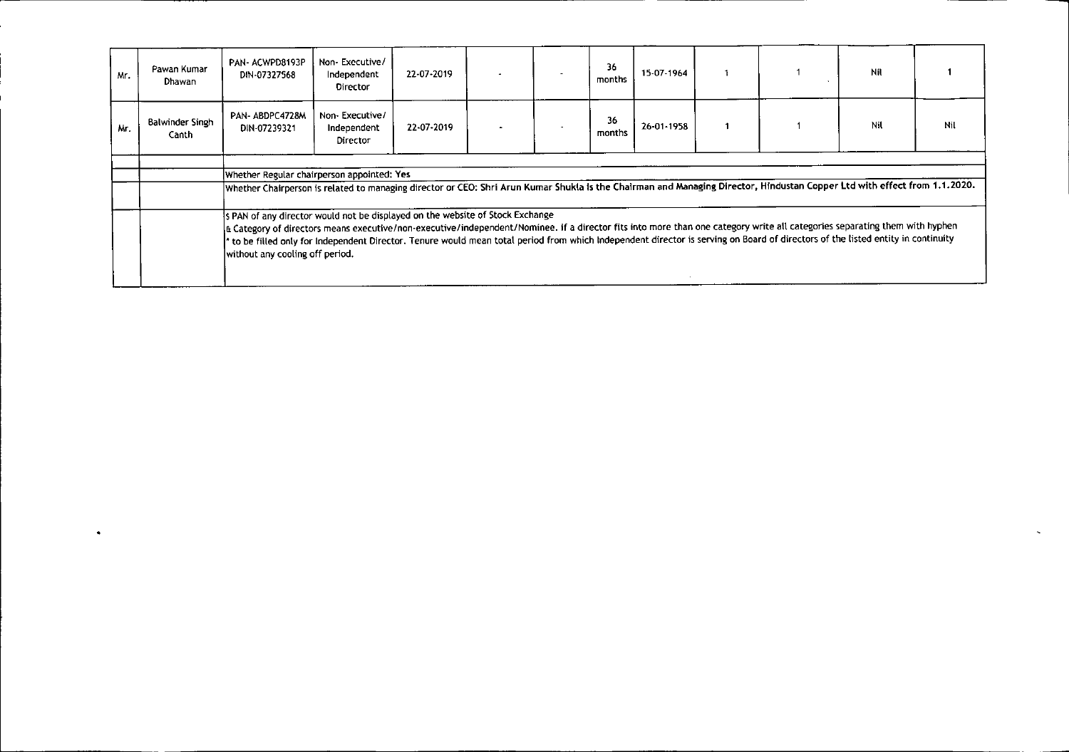| | | | | | | | | | | | | |
|---|---|---|---|---|---|---|---|---|---|---|---|---|
| Mr. | Pawan Kumar Dhawan | PAN- ACWPD8193P DIN-07327568 | Non- Executive/ Independent Director | 22-07-2019 | - | - | 36 months | 15-07-1964 | 1 | 1 | Nil | 1 |
| Mr. | Balwinder Singh Canth | PAN- ABDPC4728M DIN-07239321 | Non- Executive/ Independent Director | 22-07-2019 | - | - | 36 months | 26-01-1958 | 1 | 1 | Nil | Nil |

Whether Regular chairperson appointed: Yes

Whether Chairperson is related to managing director or CEO: Shri Arun Kumar Shukla is the Chairman and Managing Director, Hindustan Copper Ltd with effect from 1.1.2020.

$ PAN of any director would not be displayed on the website of Stock Exchange

& Category of directors means executive/non-executive/independent/Nominee. If a director fits into more than one category write all categories separating them with hyphen

* to be filled only for Independent Director. Tenure would mean total period from which Independent director is serving on Board of directors of the listed entity in continuity without any cooling off period.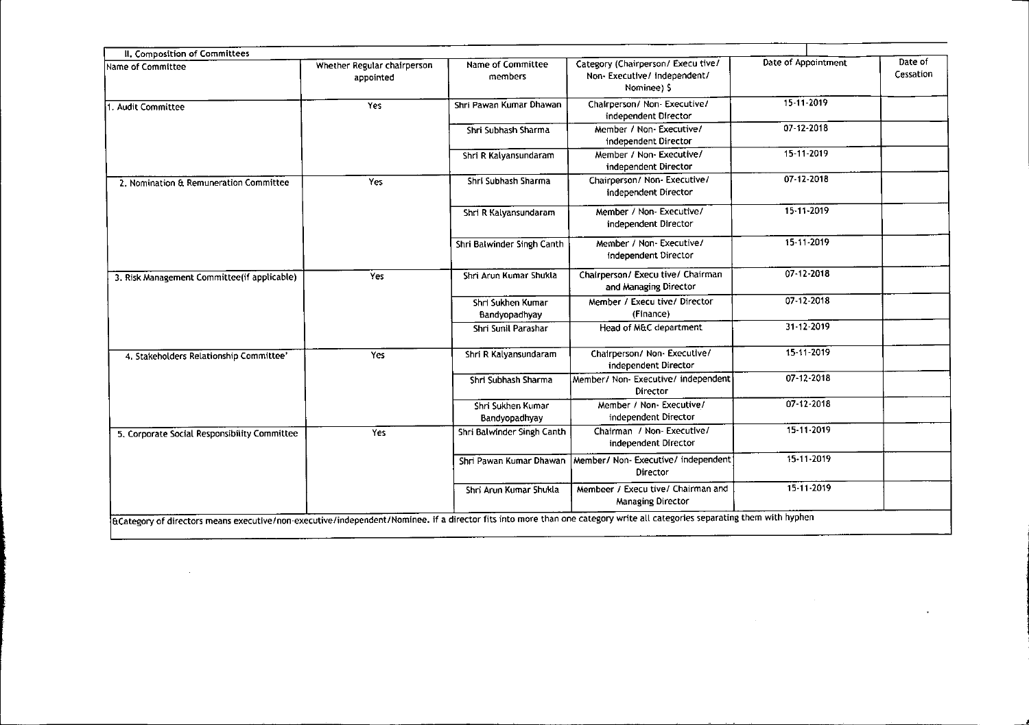II. Composition of Committees

| Name of Committee | Whether Regular chairperson appointed | Name of Committee members | Category (Chairperson/ Execu tive/ Non- Executive/ Independent/ Nominee) $ | Date of Appointment | Date of Cessation |
|---|---|---|---|---|---|
| 1. Audit Committee | Yes | Shri Pawan Kumar Dhawan | Chairperson/ Non- Executive/ independent Director | 15-11-2019 | |
| | | Shri Subhash Sharma | Member / Non- Executive/ independent Director | 07-12-2018 | |
| | | Shri R Kalyansundaram | Member / Non- Executive/ independent Director | 15-11-2019 | |
| 2. Nomination & Remuneration Committee | Yes | Shri Subhash Sharma | Chairperson/ Non- Executive/ independent Director | 07-12-2018 | |
| | | Shri R Kalyansundaram | Member / Non- Executive/ independent Director | 15-11-2019 | |
| | | Shri Balwinder Singh Canth | Member / Non- Executive/ independent Director | 15-11-2019 | |
| 3. Risk Management Committee(if applicable) | Yes | Shri Arun Kumar Shukla | Chairperson/ Execu tive/ Chairman and Managing Director | 07-12-2018 | |
| | | Shri Sukhen Kumar Bandyopadhyay | Member / Execu tive/ Director (Finance) | 07-12-2018 | |
| | | Shri Sunil Parashar | Head of M&C department | 31-12-2019 | |
| 4. Stakeholders Relationship Committee' | Yes | Shri R Kalyansundaram | Chairperson/ Non- Executive/ independent Director | 15-11-2019 | |
| | | Shri Subhash Sharma | Member/ Non- Executive/ independent Director | 07-12-2018 | |
| | | Shri Sukhen Kumar Bandyopadhyay | Member / Non- Executive/ independent Director | 07-12-2018 | |
| 5. Corporate Social Responsibility Committee | Yes | Shri Balwinder Singh Canth | Chairman / Non- Executive/ independent Director | 15-11-2019 | |
| | | Shri Pawan Kumar Dhawan | Member/ Non- Executive/ independent Director | 15-11-2019 | |
| | | Shri Arun Kumar Shukla | Membeer / Execu tive/ Chairman and Managing Director | 15-11-2019 | |

&Category of directors means executive/non-executive/independent/Nominee. If a director fits into more than one category write all categories separating them with hyphen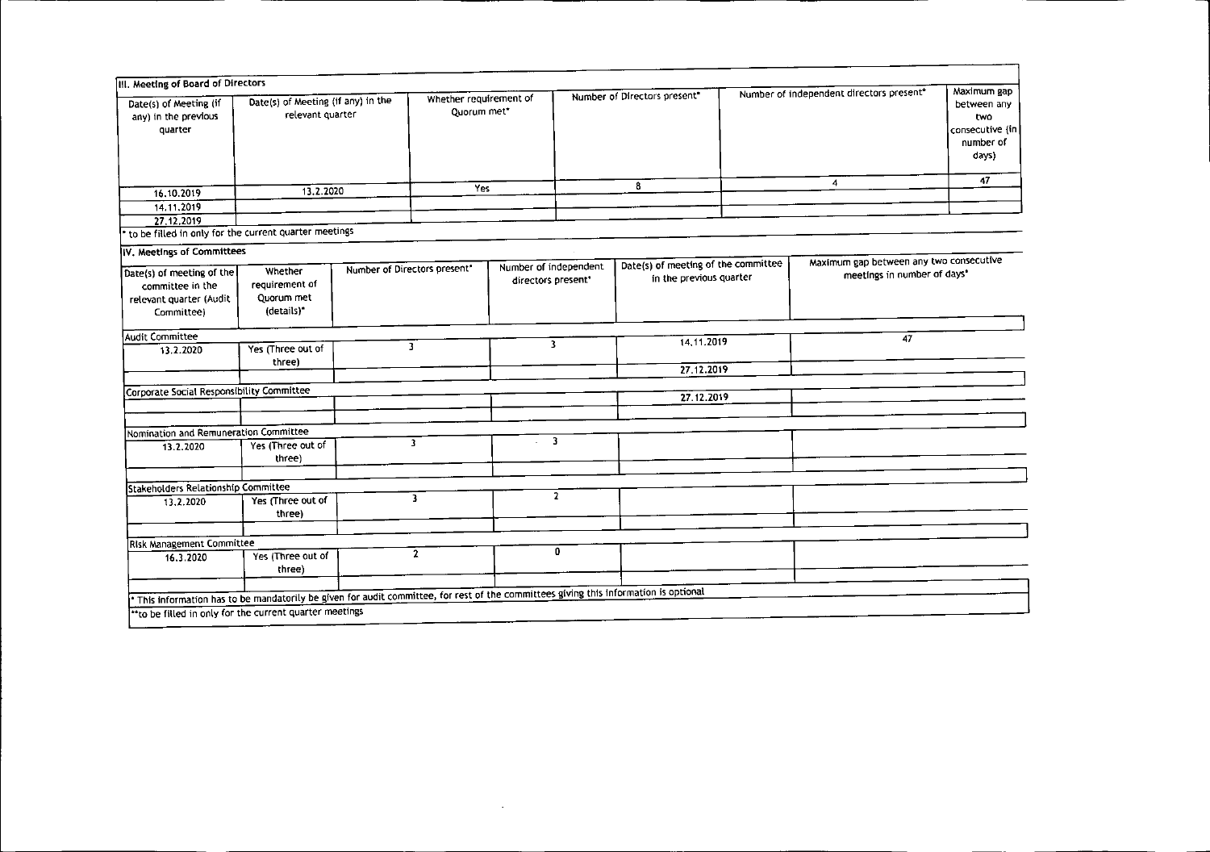## III. Meeting of Board of Directors

| Date(s) of Meeting (if any) in the previous quarter | Date(s) of Meeting (if any) in the relevant quarter | Whether requirement of Quorum met* | Number of Directors present* | Number of independent directors present* | Maximum gap between any two consecutive (in number of days) |
|---|---|---|---|---|---|
| 16.10.2019 | 13.2.2020 | Yes | 8 | 4 | 47 |
| 14.11.2019 | | | | | |
| 27.12.2019 | | | | | |

* to be filled in only for the current quarter meetings

## IV. Meetings of Committees

| Date(s) of meeting of the committee in the relevant quarter (Audit Committee) | Whether requirement of Quorum met (details)* | Number of Directors present* | Number of independent directors present* | Date(s) of meeting of the committee in the previous quarter | Maximum gap between any two consecutive meetings in number of days* |
|---|---|---|---|---|---|
| **Audit Committee** | | | | | |
| 13.2.2020 | Yes (Three out of three) | 3 | 3 | 14.11.2019 | 47 |
| | | | | 27.12.2019 | |
| **Corporate Social Responsibility Committee** | | | | | |
| | | | | 27.12.2019 | |
| | | | | | |
| **Nomination and Remuneration Committee** | | | | | |
| 13.2.2020 | Yes (Three out of three) | 3 | 3 | | |
| | | | | | |
| **Stakeholders Relationship Committee** | | | | | |
| 13.2.2020 | Yes (Three out of three) | 3 | 2 | | |
| | | | | | |
| **Risk Management Committee** | | | | | |
| 16.3.2020 | Yes (Three out of three) | 2 | 0 | | |
| | | | | | |

* This information has to be mandatorily be given for audit committee, for rest of the committees giving this information is optional

**to be filled in only for the current quarter meetings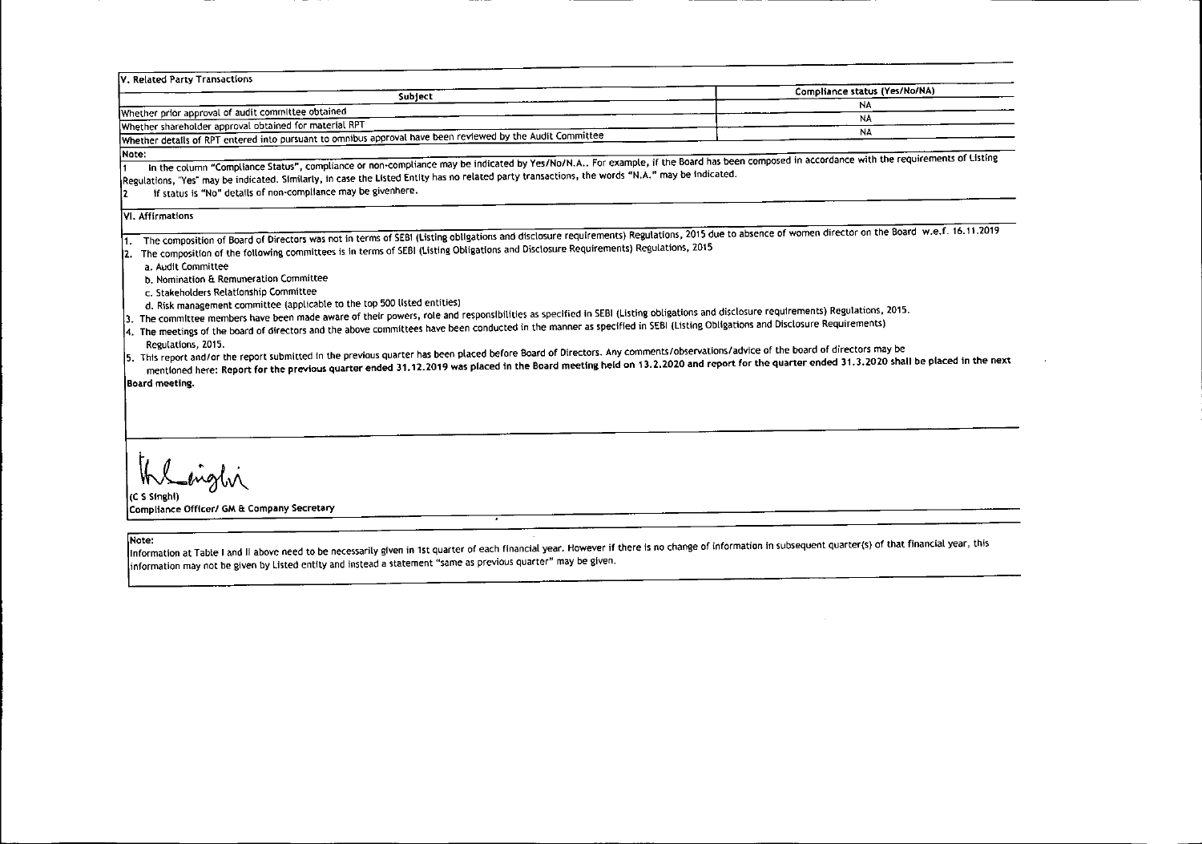## V. Related Party Transactions

| Subject | Compliance status (Yes/No/NA) |
|---|---|
| Whether prior approval of audit committee obtained | NA |
| Whether shareholder approval obtained for material RPT | NA |
| Whether details of RPT entered into pursuant to omnibus approval have been reviewed by the Audit Committee | NA |

**Note:**

1 In the column "Compliance Status", compliance or non-compliance may be indicated by Yes/No/N.A.. For example, if the Board has been composed in accordance with the requirements of Listing Regulations, "Yes" may be indicated. Similarly, in case the Listed Entity has no related party transactions, the words "N.A." may be indicated.

2 If status is "No" details of non-compliance may be givenhere.

## VI. Affirmations

1. The composition of Board of Directors was not in terms of SEBI (Listing obligations and disclosure requirements) Regulations, 2015 due to absence of women director on the Board w.e.f. 16.11.2019
2. The composition of the following committees is in terms of SEBI (Listing Obligations and Disclosure Requirements) Regulations, 2015
   a. Audit Committee
   b. Nomination & Remuneration Committee
   c. Stakeholders Relationship Committee
   d. Risk management committee (applicable to the top 500 listed entities)
3. The committee members have been made aware of their powers, role and responsibilities as specified in SEBI (Listing obligations and disclosure requirements) Regulations, 2015.
4. The meetings of the board of directors and the above committees have been conducted in the manner as specified in SEBI (Listing Obligations and Disclosure Requirements) Regulations, 2015.
5. This report and/or the report submitted in the previous quarter has been placed before Board of Directors. Any comments/observations/advice of the board of directors may be mentioned here: **Report for the previous quarter ended 31.12.2019 was placed in the Board meeting held on 13.2.2020 and report for the quarter ended 31.3.2020 shall be placed in the next Board meeting.**

(C S Singhi)

Compliance Officer/ GM & Company Secretary

**Note:**

Information at Table I and II above need to be necessarily given in 1st quarter of each financial year. However if there is no change of information in subsequent quarter(s) of that financial year, this information may not be given by Listed entity and instead a statement "same as previous quarter" may be given.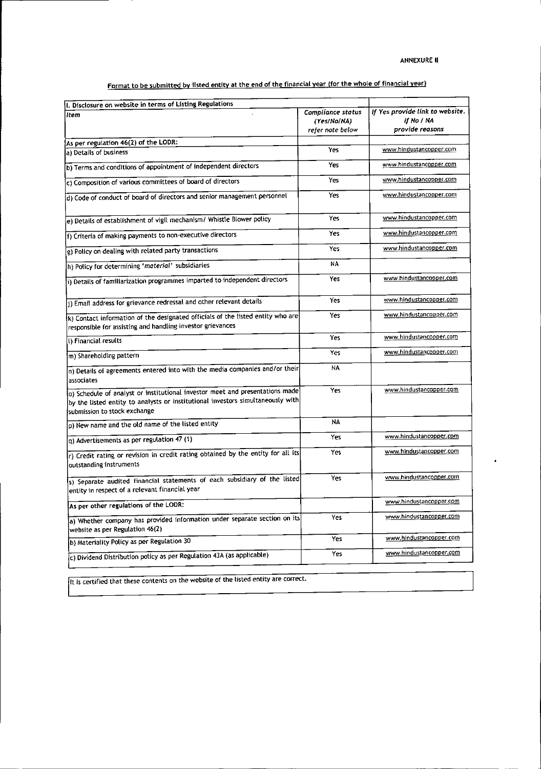**ANNEXURE II**

**Format to be submitted by listed entity at the end of the financial year (for the whole of financial year)**

| I. Disclosure on website in terms of Listing Regulations | | |
|---|---|---|
| *Item* | *Compliance status (Yes/No/NA) refer note below* | *If Yes provide link to website. If No / NA provide reasons* |
| As per regulation 46(2) of the LODR: | | |
| a) Details of business | Yes | www.hindustancopper.com |
| b) Terms and conditions of appointment of independent directors | Yes | www.hindustancopper.com |
| c) Composition of various committees of board of directors | Yes | www.hindustancopper.com |
| d) Code of conduct of board of directors and senior management personnel | Yes | www.hindustancopper.com |
| e) Details of establishment of vigil mechanism/ Whistle Blower policy | Yes | www.hindustancopper.com |
| f) Criteria of making payments to non-executive directors | Yes | www.hindustancopper.com |
| g) Policy on dealing with related party transactions | Yes | www.hindustancopper.com |
| h) Policy for determining *'material'* subsidiaries | NA | |
| i) Details of familiarization programmes imparted to independent directors | Yes | www.hindustancopper.com |
| j) Email address for grievance redressal and other relevant details | Yes | www.hindustancopper.com |
| k) Contact information of the designated officials of the listed entity who are responsible for assisting and handling investor grievances | Yes | www.hindustancopper.com |
| l) Financial results | Yes | www.hindustancopper.com |
| m) Shareholding pattern | Yes | www.hindustancopper.com |
| n) Details of agreements entered into with the media companies and/or their associates | NA | |
| o) Schedule of analyst or institutional investor meet and presentations made by the listed entity to analysts or institutional investors simultaneously with submission to stock exchange | Yes | www.hindustancopper.com |
| p) New name and the old name of the listed entity | NA | |
| q) Advertisements as per regulation 47 (1) | Yes | www.hindustancopper.com |
| r) Credit rating or revision in credit rating obtained by the entity for all its outstanding instruments | Yes | www.hindustancopper.com |
| s) Separate audited financial statements of each subsidiary of the listed entity in respect of a relevant financial year | Yes | www.hindustancopper.com |
| As per other regulations of the LODR: | | www.hindustancopper.com |
| a) Whether company has provided information under separate section on its website as per Regulation 46(2) | Yes | www.hindustancopper.com |
| b) Materiality Policy as per Regulation 30 | Yes | www.hindustancopper.com |
| c) Dividend Distribution policy as per Regulation 43A (as applicable) | Yes | www.hindustancopper.com |

It is certified that these contents on the website of the listed entity are correct.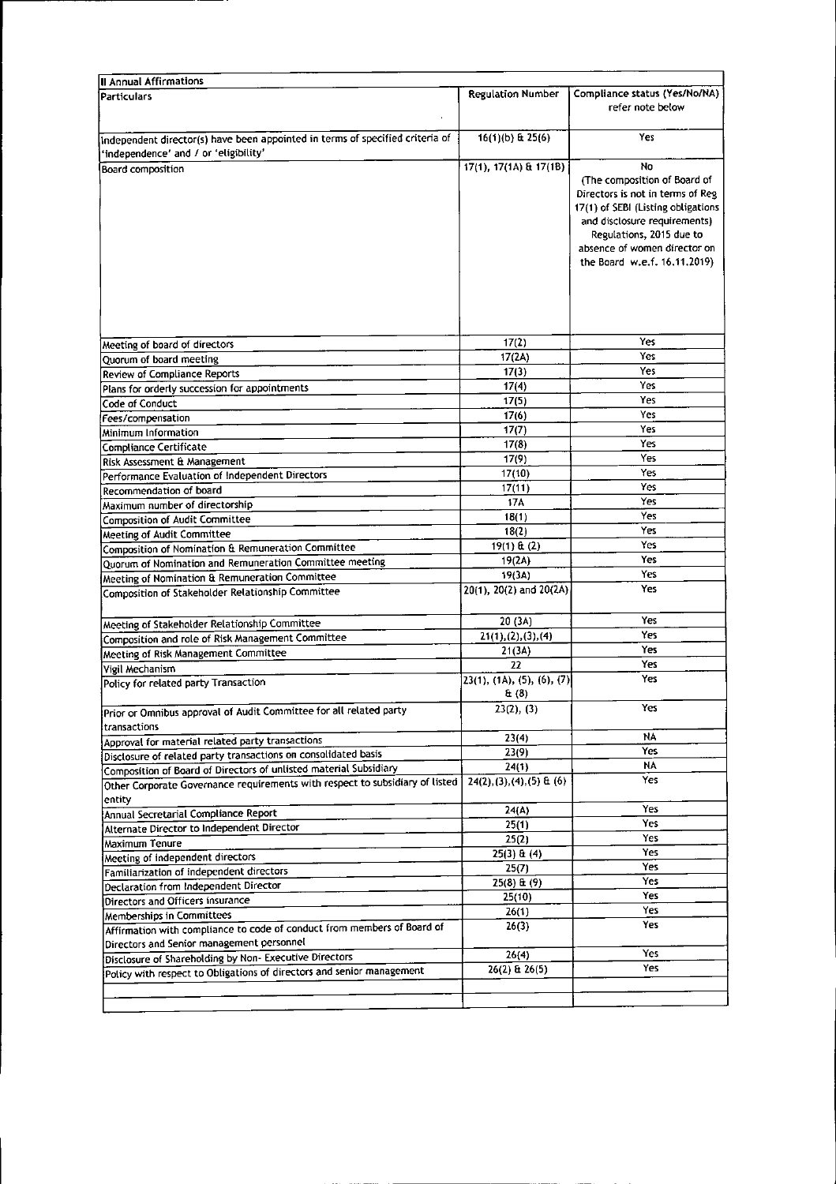| II Annual Affirmations | | |
|---|---|---|
| Particulars | Regulation Number | Compliance status (Yes/No/NA) refer note below |
| Independent director(s) have been appointed in terms of specified criteria of 'independence' and / or 'eligibility' | 16(1)(b) & 25(6) | Yes |
| Board composition | 17(1), 17(1A) & 17(1B) | No (The composition of Board of Directors is not in terms of Reg 17(1) of SEBI (Listing obligations and disclosure requirements) Regulations, 2015 due to absence of women director on the Board w.e.f. 16.11.2019) |
| Meeting of board of directors | 17(2) | Yes |
| Quorum of board meeting | 17(2A) | Yes |
| Review of Compliance Reports | 17(3) | Yes |
| Plans for orderly succession for appointments | 17(4) | Yes |
| Code of Conduct | 17(5) | Yes |
| Fees/compensation | 17(6) | Yes |
| Minimum Information | 17(7) | Yes |
| Compliance Certificate | 17(8) | Yes |
| Risk Assessment & Management | 17(9) | Yes |
| Performance Evaluation of Independent Directors | 17(10) | Yes |
| Recommendation of board | 17(11) | Yes |
| Maximum number of directorship | 17A | Yes |
| Composition of Audit Committee | 18(1) | Yes |
| Meeting of Audit Committee | 18(2) | Yes |
| Composition of Nomination & Remuneration Committee | 19(1) & (2) | Yes |
| Quorum of Nomination and Remuneration Committee meeting | 19(2A) | Yes |
| Meeting of Nomination & Remuneration Committee | 19(3A) | Yes |
| Composition of Stakeholder Relationship Committee | 20(1), 20(2) and 20(2A) | Yes |
| Meeting of Stakeholder Relationship Committee | 20 (3A) | Yes |
| Composition and role of Risk Management Committee | 21(1),(2),(3),(4) | Yes |
| Meeting of Risk Management Committee | 21(3A) | Yes |
| Vigil Mechanism | 22 | Yes |
| Policy for related party Transaction | 23(1), (1A), (5), (6), (7) & (8) | Yes |
| Prior or Omnibus approval of Audit Committee for all related party transactions | 23(2), (3) | Yes |
| Approval for material related party transactions | 23(4) | NA |
| Disclosure of related party transactions on consolidated basis | 23(9) | Yes |
| Composition of Board of Directors of unlisted material Subsidiary | 24(1) | NA |
| Other Corporate Governance requirements with respect to subsidiary of listed entity | 24(2),(3),(4),(5) & (6) | Yes |
| Annual Secretarial Compliance Report | 24(A) | Yes |
| Alternate Director to Independent Director | 25(1) | Yes |
| Maximum Tenure | 25(2) | Yes |
| Meeting of independent directors | 25(3) & (4) | Yes |
| Familiarization of independent directors | 25(7) | Yes |
| Declaration from Independent Director | 25(8) & (9) | Yes |
| Directors and Officers insurance | 25(10) | Yes |
| Memberships in Committees | 26(1) | Yes |
| Affirmation with compliance to code of conduct from members of Board of Directors and Senior management personnel | 26(3) | Yes |
| Disclosure of Shareholding by Non- Executive Directors | 26(4) | Yes |
| Policy with respect to Obligations of directors and senior management | 26(2) & 26(5) | Yes |
| | | |
| | | |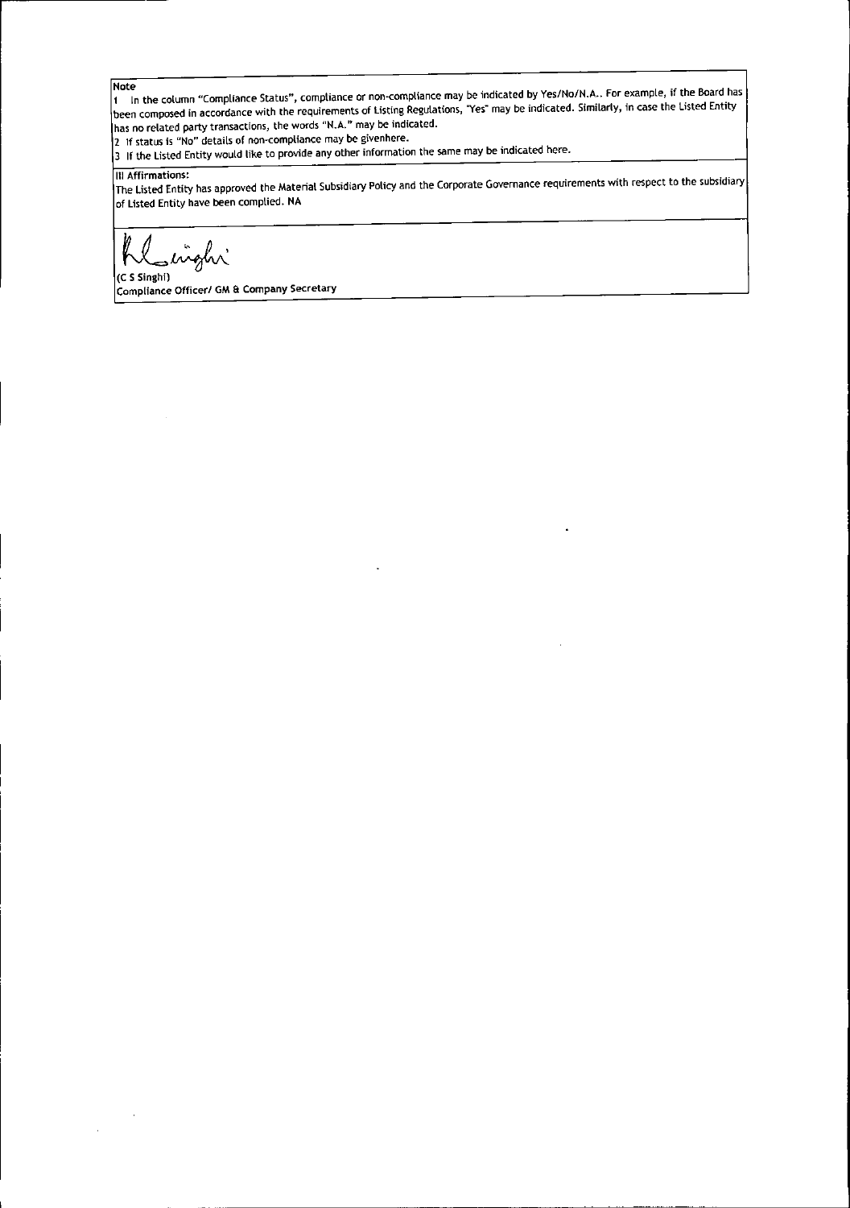**Note**

1 In the column "Compliance Status", compliance or non-compliance may be indicated by Yes/No/N.A.. For example, if the Board has been composed in accordance with the requirements of Listing Regulations, "Yes" may be indicated. Similarly, in case the Listed Entity has no related party transactions, the words "N.A." may be indicated.

2 If status is "No" details of non-compliance may be givenhere.

3 If the Listed Entity would like to provide any other information the same may be indicated here.

**III Affirmations:**

The Listed Entity has approved the Material Subsidiary Policy and the Corporate Governance requirements with respect to the subsidiary of Listed Entity have been complied. **NA**

**(C S Singhi)**
**Compliance Officer/ GM & Company Secretary**